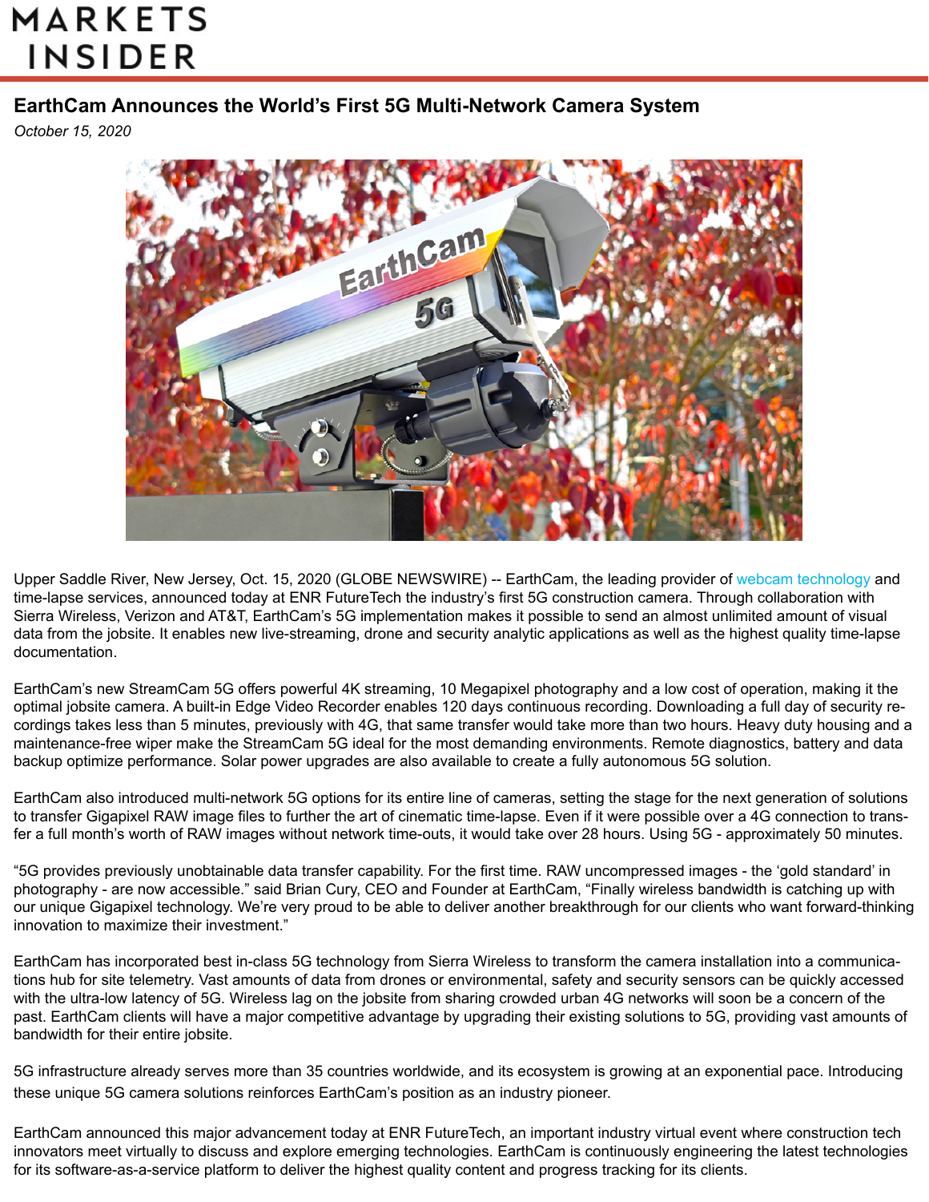MARKETS INSIDER

# EarthCam Announces the World's First 5G Multi-Network Camera System

*October 15, 2020*

Upper Saddle River, New Jersey, Oct. 15, 2020 (GLOBE NEWSWIRE) -- EarthCam, the leading provider of webcam technology and time-lapse services, announced today at ENR FutureTech the industry's first 5G construction camera. Through collaboration with Sierra Wireless, Verizon and AT&T, EarthCam's 5G implementation makes it possible to send an almost unlimited amount of visual data from the jobsite. It enables new live-streaming, drone and security analytic applications as well as the highest quality time-lapse documentation.

EarthCam's new StreamCam 5G offers powerful 4K streaming, 10 Megapixel photography and a low cost of operation, making it the optimal jobsite camera. A built-in Edge Video Recorder enables 120 days continuous recording. Downloading a full day of security recordings takes less than 5 minutes, previously with 4G, that same transfer would take more than two hours. Heavy duty housing and a maintenance-free wiper make the StreamCam 5G ideal for the most demanding environments. Remote diagnostics, battery and data backup optimize performance. Solar power upgrades are also available to create a fully autonomous 5G solution.

EarthCam also introduced multi-network 5G options for its entire line of cameras, setting the stage for the next generation of solutions to transfer Gigapixel RAW image files to further the art of cinematic time-lapse. Even if it were possible over a 4G connection to transfer a full month's worth of RAW images without network time-outs, it would take over 28 hours. Using 5G - approximately 50 minutes.

"5G provides previously unobtainable data transfer capability. For the first time. RAW uncompressed images - the 'gold standard' in photography - are now accessible." said Brian Cury, CEO and Founder at EarthCam, "Finally wireless bandwidth is catching up with our unique Gigapixel technology. We're very proud to be able to deliver another breakthrough for our clients who want forward-thinking innovation to maximize their investment."

EarthCam has incorporated best in-class 5G technology from Sierra Wireless to transform the camera installation into a communications hub for site telemetry. Vast amounts of data from drones or environmental, safety and security sensors can be quickly accessed with the ultra-low latency of 5G. Wireless lag on the jobsite from sharing crowded urban 4G networks will soon be a concern of the past. EarthCam clients will have a major competitive advantage by upgrading their existing solutions to 5G, providing vast amounts of bandwidth for their entire jobsite.

5G infrastructure already serves more than 35 countries worldwide, and its ecosystem is growing at an exponential pace. Introducing these unique 5G camera solutions reinforces EarthCam's position as an industry pioneer.

EarthCam announced this major advancement today at ENR FutureTech, an important industry virtual event where construction tech innovators meet virtually to discuss and explore emerging technologies. EarthCam is continuously engineering the latest technologies for its software-as-a-service platform to deliver the highest quality content and progress tracking for its clients.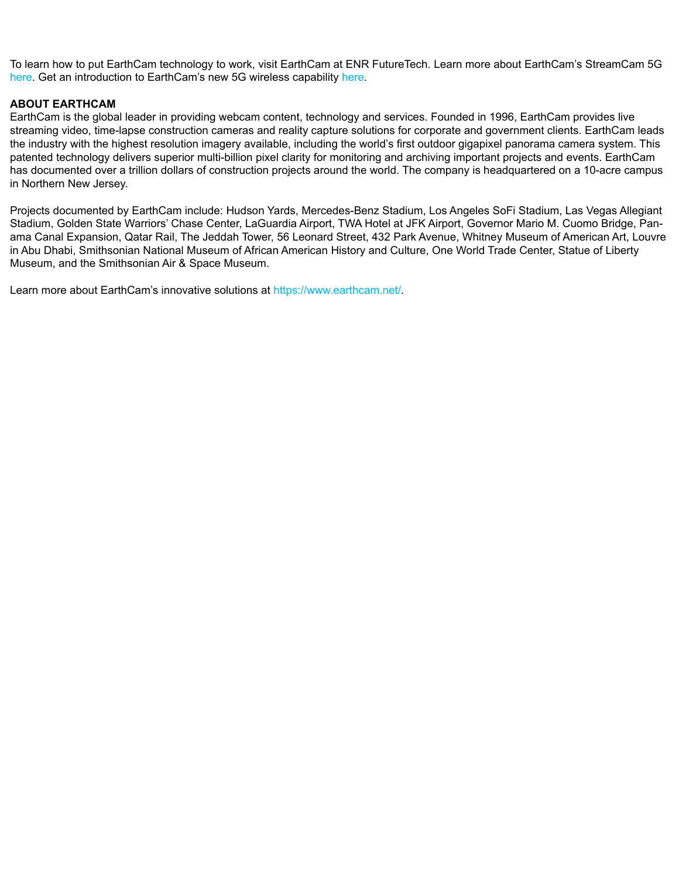To learn how to put EarthCam technology to work, visit EarthCam at ENR FutureTech. Learn more about EarthCam's StreamCam 5G here. Get an introduction to EarthCam's new 5G wireless capability here.

**ABOUT EARTHCAM**

EarthCam is the global leader in providing webcam content, technology and services. Founded in 1996, EarthCam provides live streaming video, time-lapse construction cameras and reality capture solutions for corporate and government clients. EarthCam leads the industry with the highest resolution imagery available, including the world's first outdoor gigapixel panorama camera system. This patented technology delivers superior multi-billion pixel clarity for monitoring and archiving important projects and events. EarthCam has documented over a trillion dollars of construction projects around the world. The company is headquartered on a 10-acre campus in Northern New Jersey.

Projects documented by EarthCam include: Hudson Yards, Mercedes-Benz Stadium, Los Angeles SoFi Stadium, Las Vegas Allegiant Stadium, Golden State Warriors' Chase Center, LaGuardia Airport, TWA Hotel at JFK Airport, Governor Mario M. Cuomo Bridge, Panama Canal Expansion, Qatar Rail, The Jeddah Tower, 56 Leonard Street, 432 Park Avenue, Whitney Museum of American Art, Louvre in Abu Dhabi, Smithsonian National Museum of African American History and Culture, One World Trade Center, Statue of Liberty Museum, and the Smithsonian Air & Space Museum.

Learn more about EarthCam's innovative solutions at https://www.earthcam.net/.